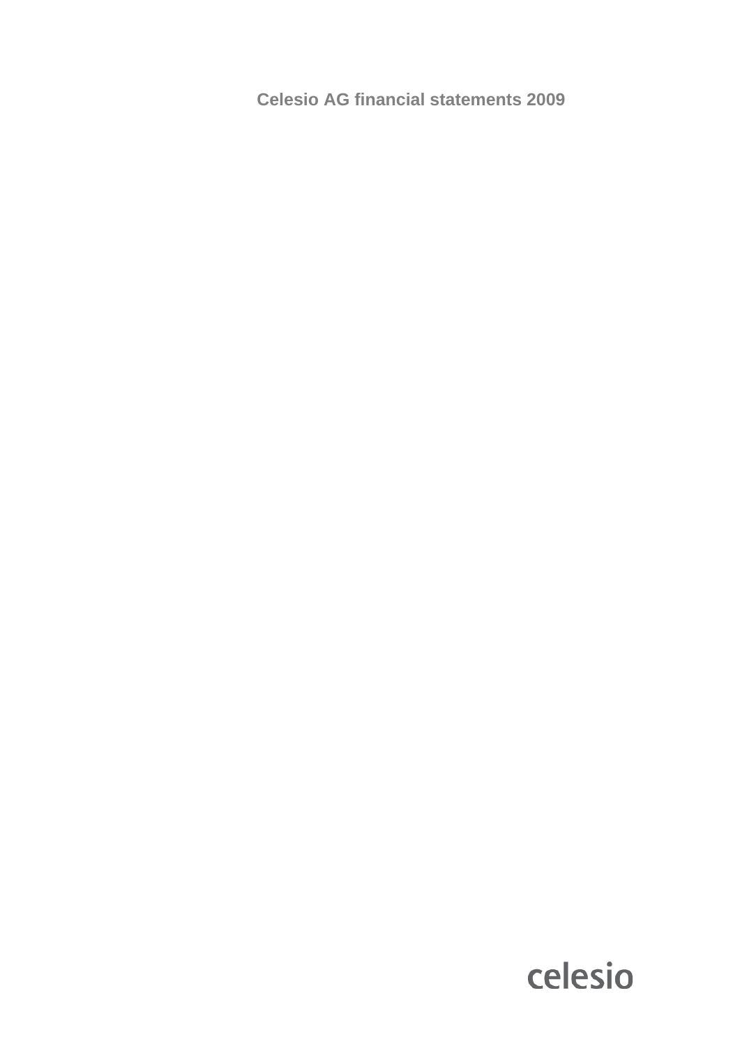# Celesio AG financial statements 2009

celesio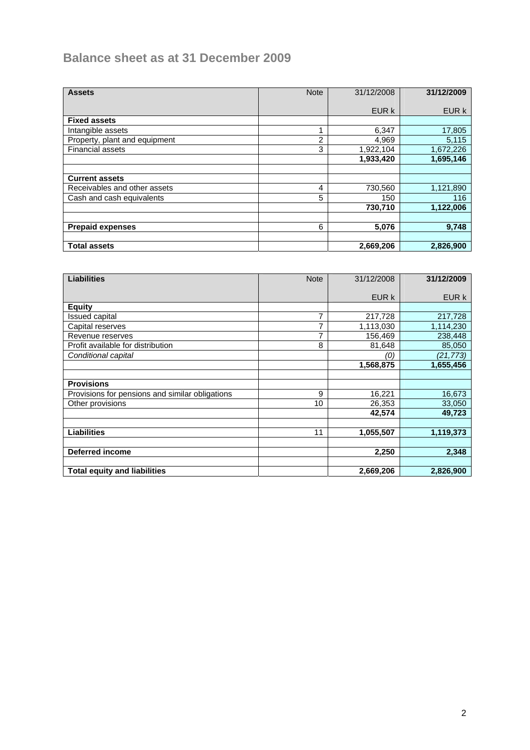# Balance sheet as at 31 December 2009

| Assets | Note | 31/12/2008 | 31/12/2009 |
|---|---|---|---|
| | | EUR k | EUR k |
| **Fixed assets** | | | |
| Intangible assets | 1 | 6,347 | 17,805 |
| Property, plant and equipment | 2 | 4,969 | 5,115 |
| Financial assets | 3 | 1,922,104 | 1,672,226 |
| | | **1,933,420** | **1,695,146** |
| | | | |
| **Current assets** | | | |
| Receivables and other assets | 4 | 730,560 | 1,121,890 |
| Cash and cash equivalents | 5 | 150 | 116 |
| | | **730,710** | **1,122,006** |
| | | | |
| **Prepaid expenses** | 6 | **5,076** | **9,748** |
| | | | |
| **Total assets** | | **2,669,206** | **2,826,900** |

| Liabilities | Note | 31/12/2008 | 31/12/2009 |
|---|---|---|---|
| | | EUR k | EUR k |
| **Equity** | | | |
| Issued capital | 7 | 217,728 | 217,728 |
| Capital reserves | 7 | 1,113,030 | 1,114,230 |
| Revenue reserves | 7 | 156,469 | 238,448 |
| Profit available for distribution | 8 | 81,648 | 85,050 |
| *Conditional capital* | | *(0)* | *(21,773)* |
| | | **1,568,875** | **1,655,456** |
| | | | |
| **Provisions** | | | |
| Provisions for pensions and similar obligations | 9 | 16,221 | 16,673 |
| Other provisions | 10 | 26,353 | 33,050 |
| | | **42,574** | **49,723** |
| | | | |
| **Liabilities** | 11 | **1,055,507** | **1,119,373** |
| | | | |
| **Deferred income** | | **2,250** | **2,348** |
| | | | |
| **Total equity and liabilities** | | **2,669,206** | **2,826,900** |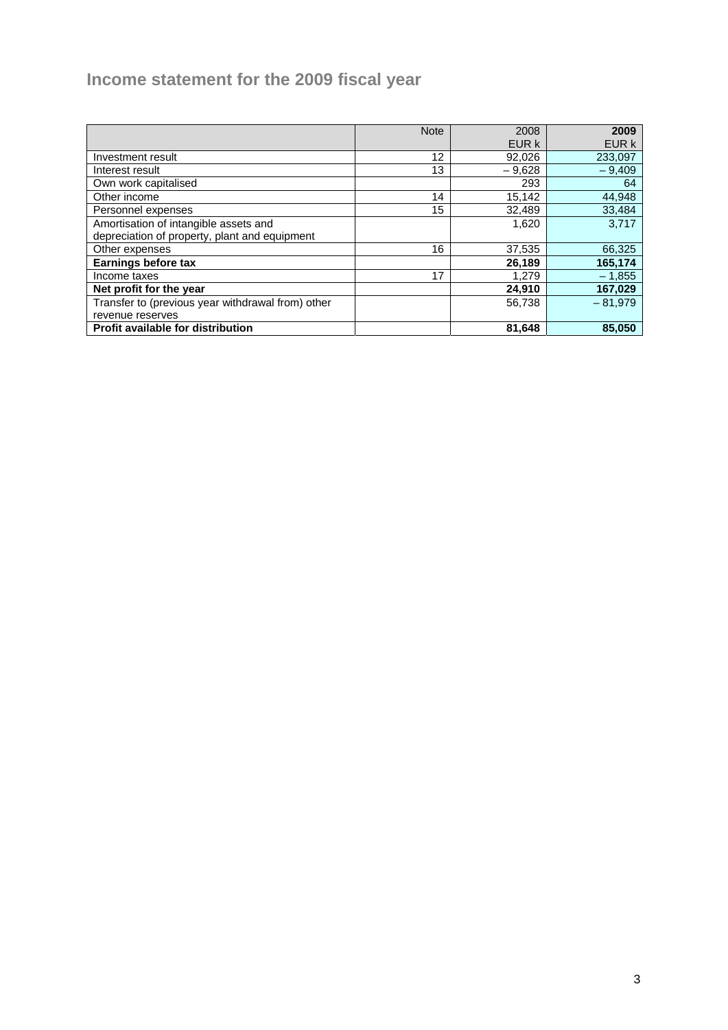# Income statement for the 2009 fiscal year

| | Note | 2008<br>EUR k | **2009**<br>EUR k |
|---|---|---|---|
| Investment result | 12 | 92,026 | 233,097 |
| Interest result | 13 | – 9,628 | – 9,409 |
| Own work capitalised | | 293 | 64 |
| Other income | 14 | 15,142 | 44,948 |
| Personnel expenses | 15 | 32,489 | 33,484 |
| Amortisation of intangible assets and depreciation of property, plant and equipment | | 1,620 | 3,717 |
| Other expenses | 16 | 37,535 | 66,325 |
| **Earnings before tax** | | **26,189** | **165,174** |
| Income taxes | 17 | 1,279 | – 1,855 |
| **Net profit for the year** | | **24,910** | **167,029** |
| Transfer to (previous year withdrawal from) other revenue reserves | | 56,738 | – 81,979 |
| **Profit available for distribution** | | **81,648** | **85,050** |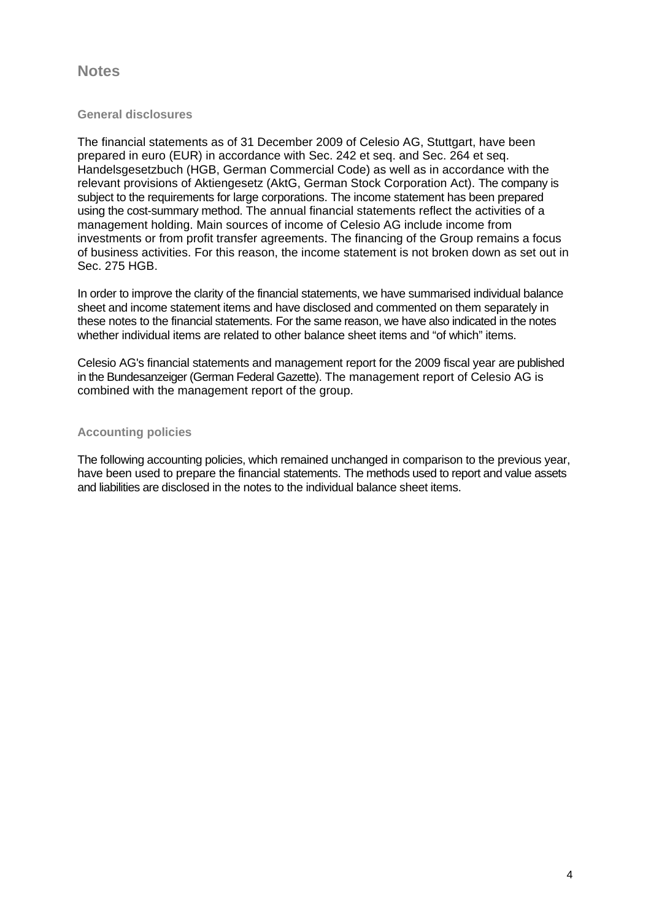# Notes

## General disclosures

The financial statements as of 31 December 2009 of Celesio AG, Stuttgart, have been prepared in euro (EUR) in accordance with Sec. 242 et seq. and Sec. 264 et seq. Handelsgesetzbuch (HGB, German Commercial Code) as well as in accordance with the relevant provisions of Aktiengesetz (AktG, German Stock Corporation Act). The company is subject to the requirements for large corporations. The income statement has been prepared using the cost-summary method. The annual financial statements reflect the activities of a management holding. Main sources of income of Celesio AG include income from investments or from profit transfer agreements. The financing of the Group remains a focus of business activities. For this reason, the income statement is not broken down as set out in Sec. 275 HGB.

In order to improve the clarity of the financial statements, we have summarised individual balance sheet and income statement items and have disclosed and commented on them separately in these notes to the financial statements. For the same reason, we have also indicated in the notes whether individual items are related to other balance sheet items and "of which" items.

Celesio AG's financial statements and management report for the 2009 fiscal year are published in the Bundesanzeiger (German Federal Gazette). The management report of Celesio AG is combined with the management report of the group.

## Accounting policies

The following accounting policies, which remained unchanged in comparison to the previous year, have been used to prepare the financial statements. The methods used to report and value assets and liabilities are disclosed in the notes to the individual balance sheet items.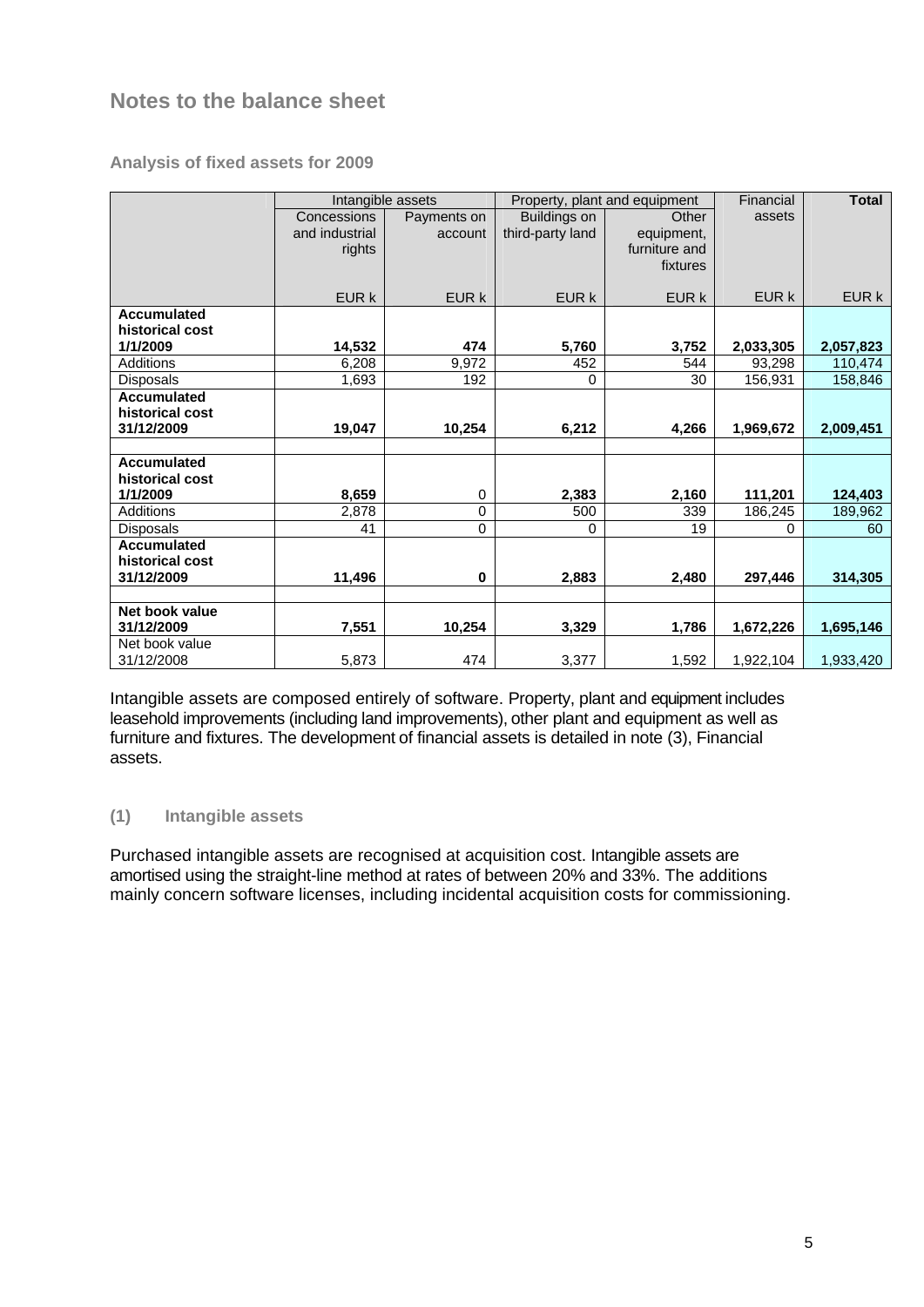## Notes to the balance sheet

### Analysis of fixed assets for 2009

| | Intangible assets | | Property, plant and equipment | | Financial assets | **Total** |
|---|---|---|---|---|---|---|
| | Concessions and industrial rights | Payments on account | Buildings on third-party land | Other equipment, furniture and fixtures | | |
| | EUR k | EUR k | EUR k | EUR k | EUR k | EUR k |
| **Accumulated historical cost 1/1/2009** | **14,532** | **474** | **5,760** | **3,752** | **2,033,305** | **2,057,823** |
| Additions | 6,208 | 9,972 | 452 | 544 | 93,298 | 110,474 |
| Disposals | 1,693 | 192 | 0 | 30 | 156,931 | 158,846 |
| **Accumulated historical cost 31/12/2009** | **19,047** | **10,254** | **6,212** | **4,266** | **1,969,672** | **2,009,451** |
| | | | | | | |
| **Accumulated historical cost 1/1/2009** | **8,659** | 0 | **2,383** | **2,160** | **111,201** | **124,403** |
| Additions | 2,878 | 0 | 500 | 339 | 186,245 | 189,962 |
| Disposals | 41 | 0 | 0 | 19 | 0 | 60 |
| **Accumulated historical cost 31/12/2009** | **11,496** | **0** | **2,883** | **2,480** | **297,446** | **314,305** |
| | | | | | | |
| **Net book value 31/12/2009** | **7,551** | **10,254** | **3,329** | **1,786** | **1,672,226** | **1,695,146** |
| Net book value 31/12/2008 | 5,873 | 474 | 3,377 | 1,592 | 1,922,104 | 1,933,420 |

Intangible assets are composed entirely of software. Property, plant and equipment includes leasehold improvements (including land improvements), other plant and equipment as well as furniture and fixtures. The development of financial assets is detailed in note (3), Financial assets.

### (1) Intangible assets

Purchased intangible assets are recognised at acquisition cost. Intangible assets are amortised using the straight-line method at rates of between 20% and 33%. The additions mainly concern software licenses, including incidental acquisition costs for commissioning.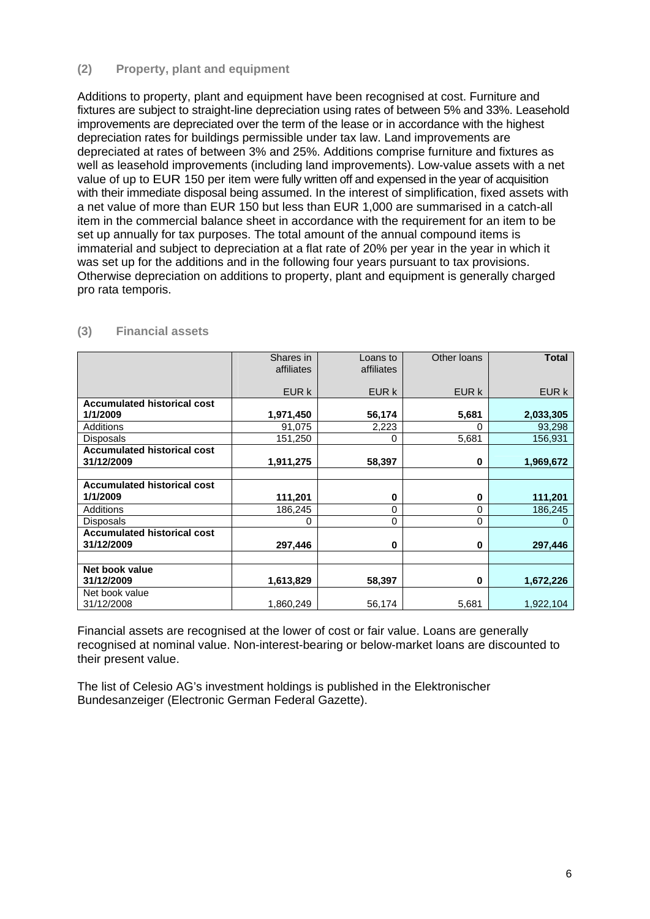### (2) Property, plant and equipment

Additions to property, plant and equipment have been recognised at cost. Furniture and fixtures are subject to straight-line depreciation using rates of between 5% and 33%. Leasehold improvements are depreciated over the term of the lease or in accordance with the highest depreciation rates for buildings permissible under tax law. Land improvements are depreciated at rates of between 3% and 25%. Additions comprise furniture and fixtures as well as leasehold improvements (including land improvements). Low-value assets with a net value of up to EUR 150 per item were fully written off and expensed in the year of acquisition with their immediate disposal being assumed. In the interest of simplification, fixed assets with a net value of more than EUR 150 but less than EUR 1,000 are summarised in a catch-all item in the commercial balance sheet in accordance with the requirement for an item to be set up annually for tax purposes. The total amount of the annual compound items is immaterial and subject to depreciation at a flat rate of 20% per year in the year in which it was set up for the additions and in the following four years pursuant to tax provisions. Otherwise depreciation on additions to property, plant and equipment is generally charged pro rata temporis.

### (3) Financial assets

| | Shares in affiliates | Loans to affiliates | Other loans | **Total** |
|---|---|---|---|---|
| | EUR k | EUR k | EUR k | EUR k |
| **Accumulated historical cost 1/1/2009** | **1,971,450** | **56,174** | **5,681** | **2,033,305** |
| Additions | 91,075 | 2,223 | 0 | 93,298 |
| Disposals | 151,250 | 0 | 5,681 | 156,931 |
| **Accumulated historical cost 31/12/2009** | **1,911,275** | **58,397** | **0** | **1,969,672** |
| | | | | |
| **Accumulated historical cost 1/1/2009** | **111,201** | **0** | **0** | **111,201** |
| Additions | 186,245 | 0 | 0 | 186,245 |
| Disposals | 0 | 0 | 0 | 0 |
| **Accumulated historical cost 31/12/2009** | **297,446** | **0** | **0** | **297,446** |
| | | | | |
| **Net book value 31/12/2009** | **1,613,829** | **58,397** | **0** | **1,672,226** |
| Net book value 31/12/2008 | 1,860,249 | 56,174 | 5,681 | 1,922,104 |

Financial assets are recognised at the lower of cost or fair value. Loans are generally recognised at nominal value. Non-interest-bearing or below-market loans are discounted to their present value.

The list of Celesio AG's investment holdings is published in the Elektronischer Bundesanzeiger (Electronic German Federal Gazette).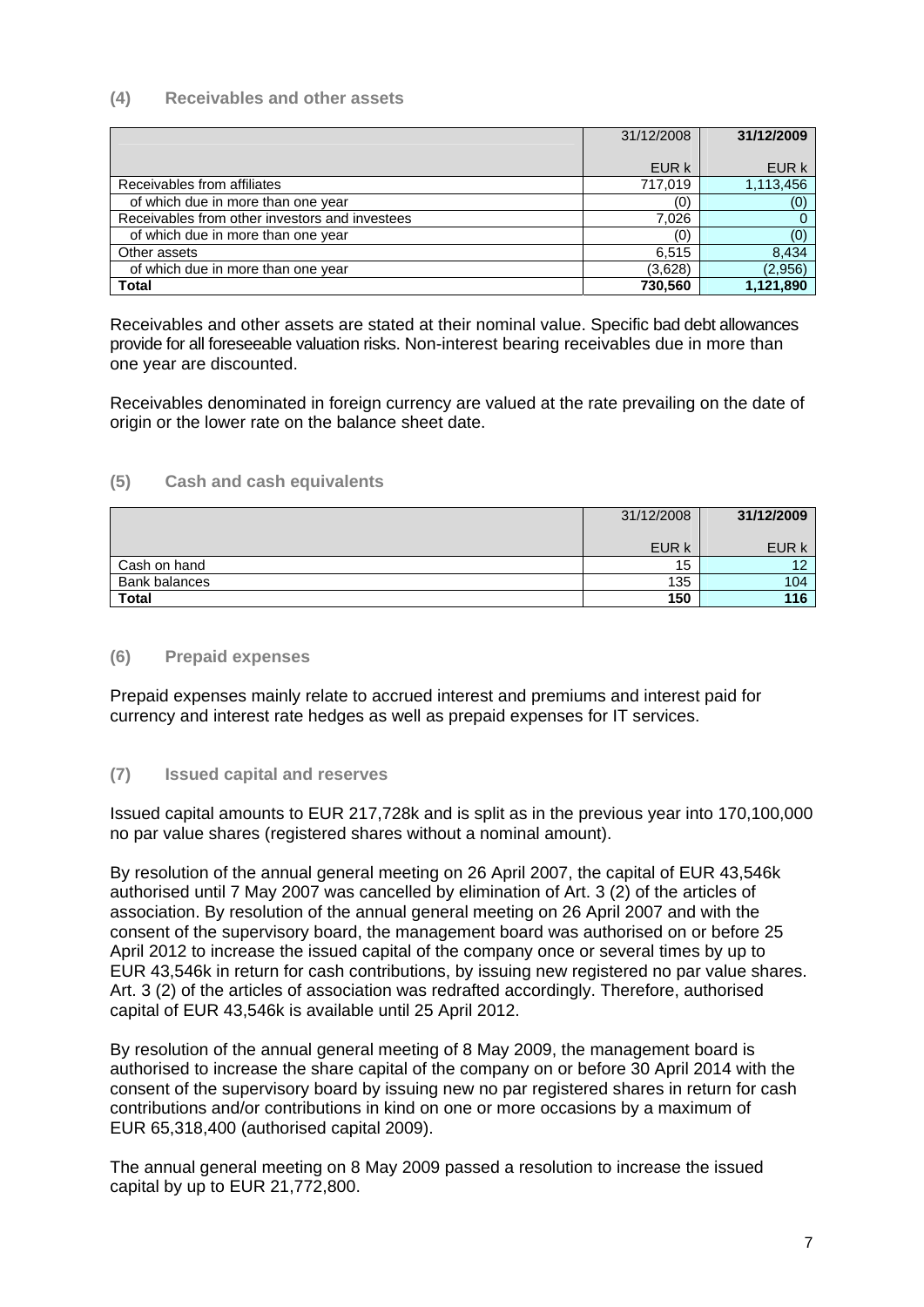### (4) Receivables and other assets

| | 31/12/2008 | **31/12/2009** |
|---|---|---|
| | EUR k | EUR k |
| Receivables from affiliates | 717,019 | 1,113,456 |
| of which due in more than one year | (0) | (0) |
| Receivables from other investors and investees | 7,026 | 0 |
| of which due in more than one year | (0) | (0) |
| Other assets | 6,515 | 8,434 |
| of which due in more than one year | (3,628) | (2,956) |
| **Total** | **730,560** | **1,121,890** |

Receivables and other assets are stated at their nominal value. Specific bad debt allowances provide for all foreseeable valuation risks. Non-interest bearing receivables due in more than one year are discounted.

Receivables denominated in foreign currency are valued at the rate prevailing on the date of origin or the lower rate on the balance sheet date.

### (5) Cash and cash equivalents

| | 31/12/2008 | **31/12/2009** |
|---|---|---|
| | EUR k | EUR k |
| Cash on hand | 15 | 12 |
| Bank balances | 135 | 104 |
| **Total** | **150** | **116** |

### (6) Prepaid expenses

Prepaid expenses mainly relate to accrued interest and premiums and interest paid for currency and interest rate hedges as well as prepaid expenses for IT services.

### (7) Issued capital and reserves

Issued capital amounts to EUR 217,728k and is split as in the previous year into 170,100,000 no par value shares (registered shares without a nominal amount).

By resolution of the annual general meeting on 26 April 2007, the capital of EUR 43,546k authorised until 7 May 2007 was cancelled by elimination of Art. 3 (2) of the articles of association. By resolution of the annual general meeting on 26 April 2007 and with the consent of the supervisory board, the management board was authorised on or before 25 April 2012 to increase the issued capital of the company once or several times by up to EUR 43,546k in return for cash contributions, by issuing new registered no par value shares. Art. 3 (2) of the articles of association was redrafted accordingly. Therefore, authorised capital of EUR 43,546k is available until 25 April 2012.

By resolution of the annual general meeting of 8 May 2009, the management board is authorised to increase the share capital of the company on or before 30 April 2014 with the consent of the supervisory board by issuing new no par registered shares in return for cash contributions and/or contributions in kind on one or more occasions by a maximum of EUR 65,318,400 (authorised capital 2009).

The annual general meeting on 8 May 2009 passed a resolution to increase the issued capital by up to EUR 21,772,800.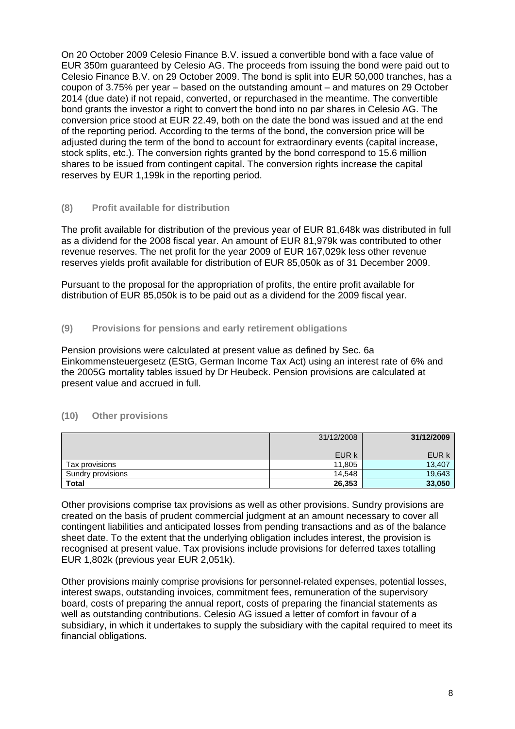On 20 October 2009 Celesio Finance B.V. issued a convertible bond with a face value of EUR 350m guaranteed by Celesio AG. The proceeds from issuing the bond were paid out to Celesio Finance B.V. on 29 October 2009. The bond is split into EUR 50,000 tranches, has a coupon of 3.75% per year – based on the outstanding amount – and matures on 29 October 2014 (due date) if not repaid, converted, or repurchased in the meantime. The convertible bond grants the investor a right to convert the bond into no par shares in Celesio AG. The conversion price stood at EUR 22.49, both on the date the bond was issued and at the end of the reporting period. According to the terms of the bond, the conversion price will be adjusted during the term of the bond to account for extraordinary events (capital increase, stock splits, etc.). The conversion rights granted by the bond correspond to 15.6 million shares to be issued from contingent capital. The conversion rights increase the capital reserves by EUR 1,199k in the reporting period.

### (8) Profit available for distribution

The profit available for distribution of the previous year of EUR 81,648k was distributed in full as a dividend for the 2008 fiscal year. An amount of EUR 81,979k was contributed to other revenue reserves. The net profit for the year 2009 of EUR 167,029k less other revenue reserves yields profit available for distribution of EUR 85,050k as of 31 December 2009.

Pursuant to the proposal for the appropriation of profits, the entire profit available for distribution of EUR 85,050k is to be paid out as a dividend for the 2009 fiscal year.

### (9) Provisions for pensions and early retirement obligations

Pension provisions were calculated at present value as defined by Sec. 6a Einkommensteuergesetz (EStG, German Income Tax Act) using an interest rate of 6% and the 2005G mortality tables issued by Dr Heubeck. Pension provisions are calculated at present value and accrued in full.

### (10) Other provisions

| | 31/12/2008 | **31/12/2009** |
|---|---|---|
| | EUR k | EUR k |
| Tax provisions | 11,805 | 13,407 |
| Sundry provisions | 14,548 | 19,643 |
| **Total** | **26,353** | **33,050** |

Other provisions comprise tax provisions as well as other provisions. Sundry provisions are created on the basis of prudent commercial judgment at an amount necessary to cover all contingent liabilities and anticipated losses from pending transactions and as of the balance sheet date. To the extent that the underlying obligation includes interest, the provision is recognised at present value. Tax provisions include provisions for deferred taxes totalling EUR 1,802k (previous year EUR 2,051k).

Other provisions mainly comprise provisions for personnel-related expenses, potential losses, interest swaps, outstanding invoices, commitment fees, remuneration of the supervisory board, costs of preparing the annual report, costs of preparing the financial statements as well as outstanding contributions. Celesio AG issued a letter of comfort in favour of a subsidiary, in which it undertakes to supply the subsidiary with the capital required to meet its financial obligations.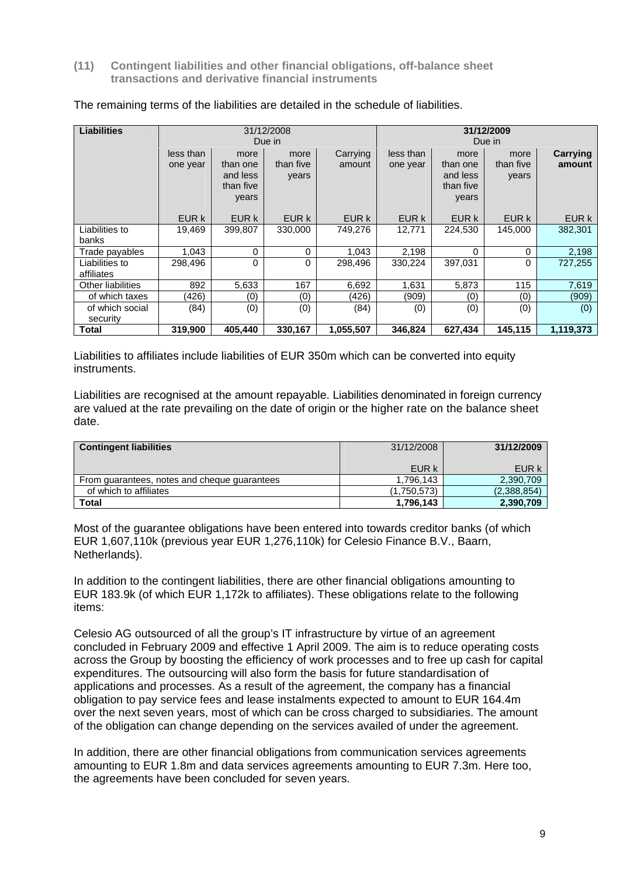### (11) Contingent liabilities and other financial obligations, off-balance sheet transactions and derivative financial instruments

The remaining terms of the liabilities are detailed in the schedule of liabilities.

| **Liabilities** | 31/12/2008 Due in | | | | **31/12/2009 Due in** | | | |
|---|---|---|---|---|---|---|---|---|
| | less than one year | more than one and less than five years | more than five years | Carrying amount | less than one year | more than one and less than five years | more than five years | **Carrying amount** |
| | EUR k | EUR k | EUR k | EUR k | EUR k | EUR k | EUR k | EUR k |
| Liabilities to banks | 19,469 | 399,807 | 330,000 | 749,276 | 12,771 | 224,530 | 145,000 | 382,301 |
| Trade payables | 1,043 | 0 | 0 | 1,043 | 2,198 | 0 | 0 | 2,198 |
| Liabilities to affiliates | 298,496 | 0 | 0 | 298,496 | 330,224 | 397,031 | 0 | 727,255 |
| Other liabilities | 892 | 5,633 | 167 | 6,692 | 1,631 | 5,873 | 115 | 7,619 |
| of which taxes | (426) | (0) | (0) | (426) | (909) | (0) | (0) | (909) |
| of which social security | (84) | (0) | (0) | (84) | (0) | (0) | (0) | (0) |
| **Total** | **319,900** | **405,440** | **330,167** | **1,055,507** | **346,824** | **627,434** | **145,115** | **1,119,373** |

Liabilities to affiliates include liabilities of EUR 350m which can be converted into equity instruments.

Liabilities are recognised at the amount repayable. Liabilities denominated in foreign currency are valued at the rate prevailing on the date of origin or the higher rate on the balance sheet date.

| **Contingent liabilities** | 31/12/2008 | **31/12/2009** |
|---|---|---|
| | EUR k | EUR k |
| From guarantees, notes and cheque guarantees | 1,796,143 | 2,390,709 |
| of which to affiliates | (1,750,573) | (2,388,854) |
| **Total** | **1,796,143** | **2,390,709** |

Most of the guarantee obligations have been entered into towards creditor banks (of which EUR 1,607,110k (previous year EUR 1,276,110k) for Celesio Finance B.V., Baarn, Netherlands).

In addition to the contingent liabilities, there are other financial obligations amounting to EUR 183.9k (of which EUR 1,172k to affiliates). These obligations relate to the following items:

Celesio AG outsourced of all the group's IT infrastructure by virtue of an agreement concluded in February 2009 and effective 1 April 2009. The aim is to reduce operating costs across the Group by boosting the efficiency of work processes and to free up cash for capital expenditures. The outsourcing will also form the basis for future standardisation of applications and processes. As a result of the agreement, the company has a financial obligation to pay service fees and lease instalments expected to amount to EUR 164.4m over the next seven years, most of which can be cross charged to subsidiaries. The amount of the obligation can change depending on the services availed of under the agreement.

In addition, there are other financial obligations from communication services agreements amounting to EUR 1.8m and data services agreements amounting to EUR 7.3m. Here too, the agreements have been concluded for seven years.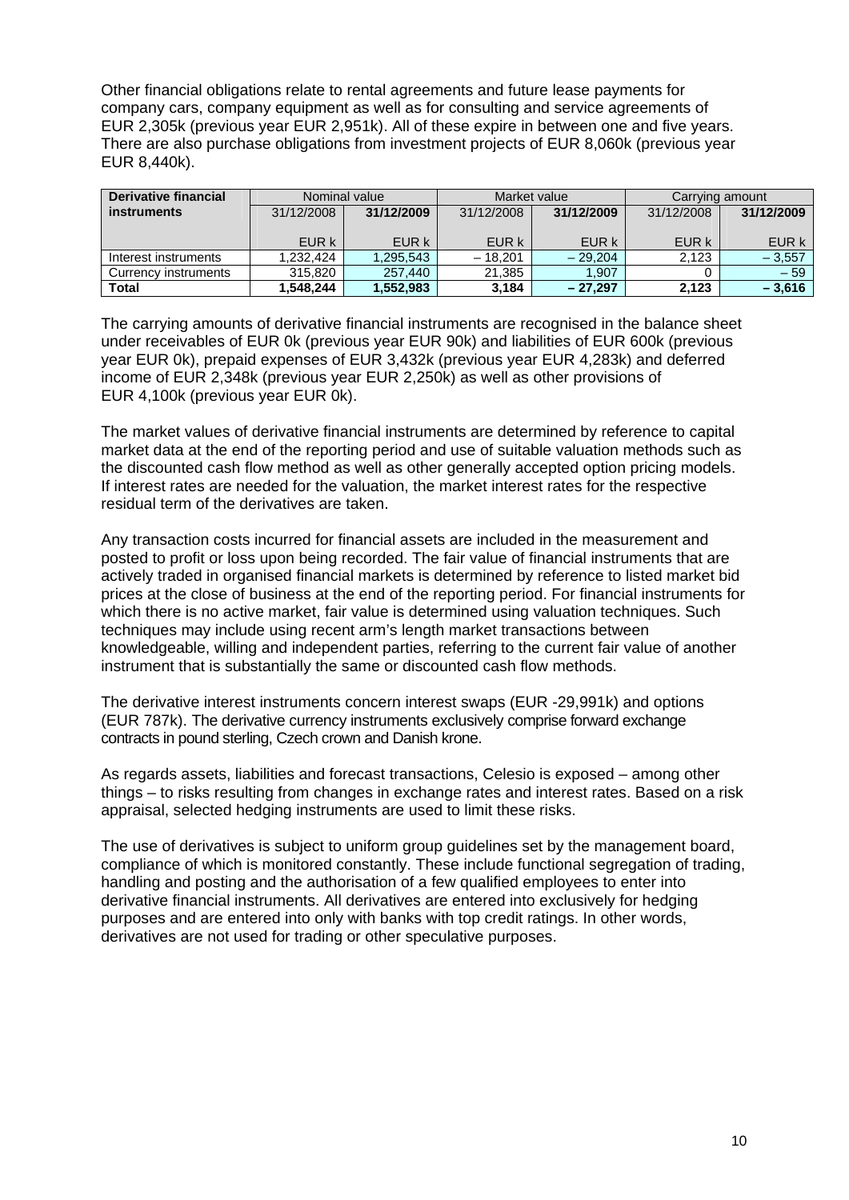Other financial obligations relate to rental agreements and future lease payments for company cars, company equipment as well as for consulting and service agreements of EUR 2,305k (previous year EUR 2,951k). All of these expire in between one and five years. There are also purchase obligations from investment projects of EUR 8,060k (previous year EUR 8,440k).

| **Derivative financial instruments** | Nominal value | | Market value | | Carrying amount | |
|---|---|---|---|---|---|---|
| | 31/12/2008 | **31/12/2009** | 31/12/2008 | **31/12/2009** | 31/12/2008 | **31/12/2009** |
| | EUR k | EUR k | EUR k | EUR k | EUR k | EUR k |
| Interest instruments | 1,232,424 | 1,295,543 | – 18,201 | – 29,204 | 2,123 | – 3,557 |
| Currency instruments | 315,820 | 257,440 | 21,385 | 1,907 | 0 | – 59 |
| **Total** | **1,548,244** | **1,552,983** | **3,184** | **– 27,297** | **2,123** | **– 3,616** |

The carrying amounts of derivative financial instruments are recognised in the balance sheet under receivables of EUR 0k (previous year EUR 90k) and liabilities of EUR 600k (previous year EUR 0k), prepaid expenses of EUR 3,432k (previous year EUR 4,283k) and deferred income of EUR 2,348k (previous year EUR 2,250k) as well as other provisions of EUR 4,100k (previous year EUR 0k).

The market values of derivative financial instruments are determined by reference to capital market data at the end of the reporting period and use of suitable valuation methods such as the discounted cash flow method as well as other generally accepted option pricing models. If interest rates are needed for the valuation, the market interest rates for the respective residual term of the derivatives are taken.

Any transaction costs incurred for financial assets are included in the measurement and posted to profit or loss upon being recorded. The fair value of financial instruments that are actively traded in organised financial markets is determined by reference to listed market bid prices at the close of business at the end of the reporting period. For financial instruments for which there is no active market, fair value is determined using valuation techniques. Such techniques may include using recent arm's length market transactions between knowledgeable, willing and independent parties, referring to the current fair value of another instrument that is substantially the same or discounted cash flow methods.

The derivative interest instruments concern interest swaps (EUR -29,991k) and options (EUR 787k). The derivative currency instruments exclusively comprise forward exchange contracts in pound sterling, Czech crown and Danish krone.

As regards assets, liabilities and forecast transactions, Celesio is exposed – among other things – to risks resulting from changes in exchange rates and interest rates. Based on a risk appraisal, selected hedging instruments are used to limit these risks.

The use of derivatives is subject to uniform group guidelines set by the management board, compliance of which is monitored constantly. These include functional segregation of trading, handling and posting and the authorisation of a few qualified employees to enter into derivative financial instruments. All derivatives are entered into exclusively for hedging purposes and are entered into only with banks with top credit ratings. In other words, derivatives are not used for trading or other speculative purposes.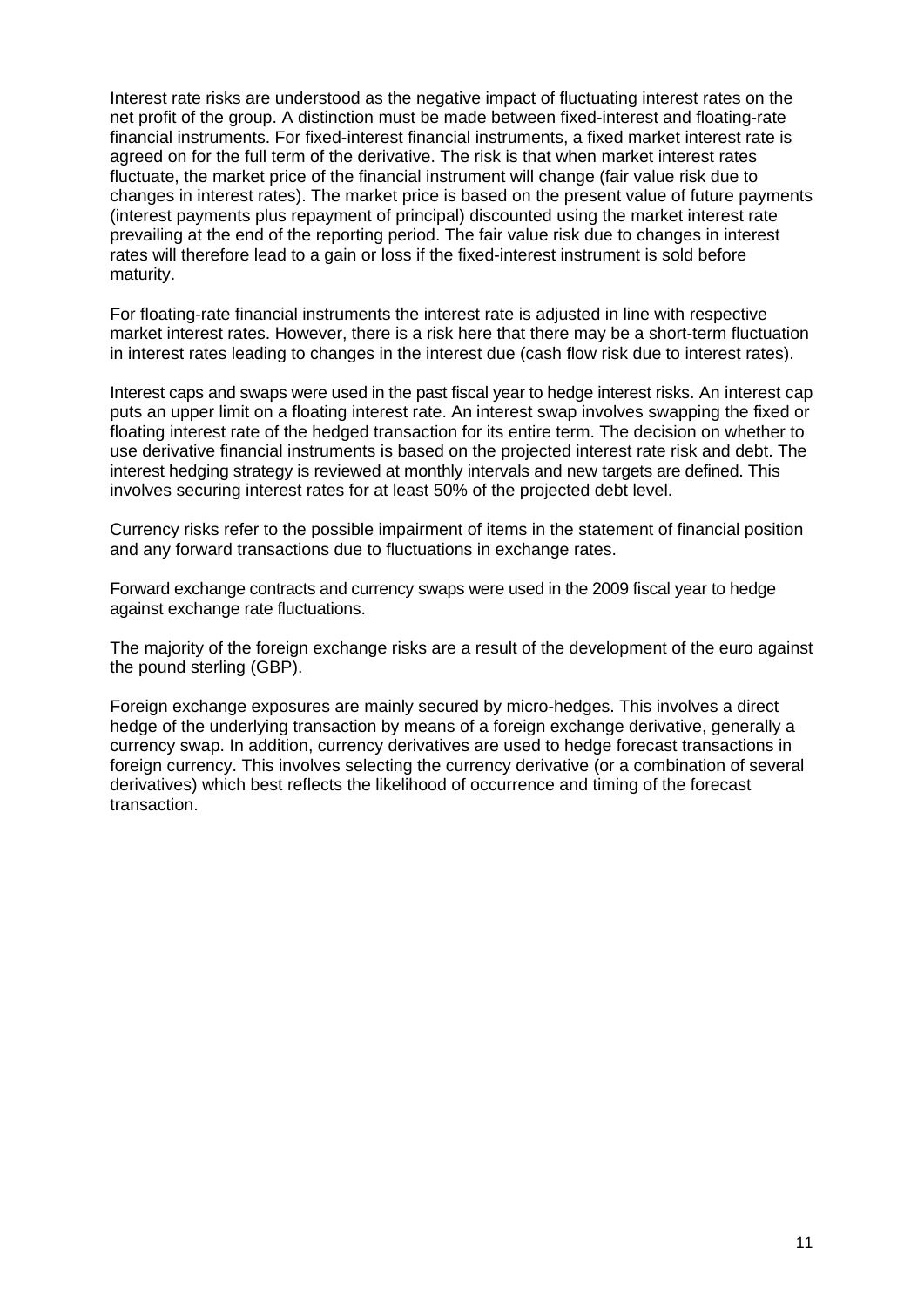Interest rate risks are understood as the negative impact of fluctuating interest rates on the net profit of the group. A distinction must be made between fixed-interest and floating-rate financial instruments. For fixed-interest financial instruments, a fixed market interest rate is agreed on for the full term of the derivative. The risk is that when market interest rates fluctuate, the market price of the financial instrument will change (fair value risk due to changes in interest rates). The market price is based on the present value of future payments (interest payments plus repayment of principal) discounted using the market interest rate prevailing at the end of the reporting period. The fair value risk due to changes in interest rates will therefore lead to a gain or loss if the fixed-interest instrument is sold before maturity.

For floating-rate financial instruments the interest rate is adjusted in line with respective market interest rates. However, there is a risk here that there may be a short-term fluctuation in interest rates leading to changes in the interest due (cash flow risk due to interest rates).

Interest caps and swaps were used in the past fiscal year to hedge interest risks. An interest cap puts an upper limit on a floating interest rate. An interest swap involves swapping the fixed or floating interest rate of the hedged transaction for its entire term. The decision on whether to use derivative financial instruments is based on the projected interest rate risk and debt. The interest hedging strategy is reviewed at monthly intervals and new targets are defined. This involves securing interest rates for at least 50% of the projected debt level.

Currency risks refer to the possible impairment of items in the statement of financial position and any forward transactions due to fluctuations in exchange rates.

Forward exchange contracts and currency swaps were used in the 2009 fiscal year to hedge against exchange rate fluctuations.

The majority of the foreign exchange risks are a result of the development of the euro against the pound sterling (GBP).

Foreign exchange exposures are mainly secured by micro-hedges. This involves a direct hedge of the underlying transaction by means of a foreign exchange derivative, generally a currency swap. In addition, currency derivatives are used to hedge forecast transactions in foreign currency. This involves selecting the currency derivative (or a combination of several derivatives) which best reflects the likelihood of occurrence and timing of the forecast transaction.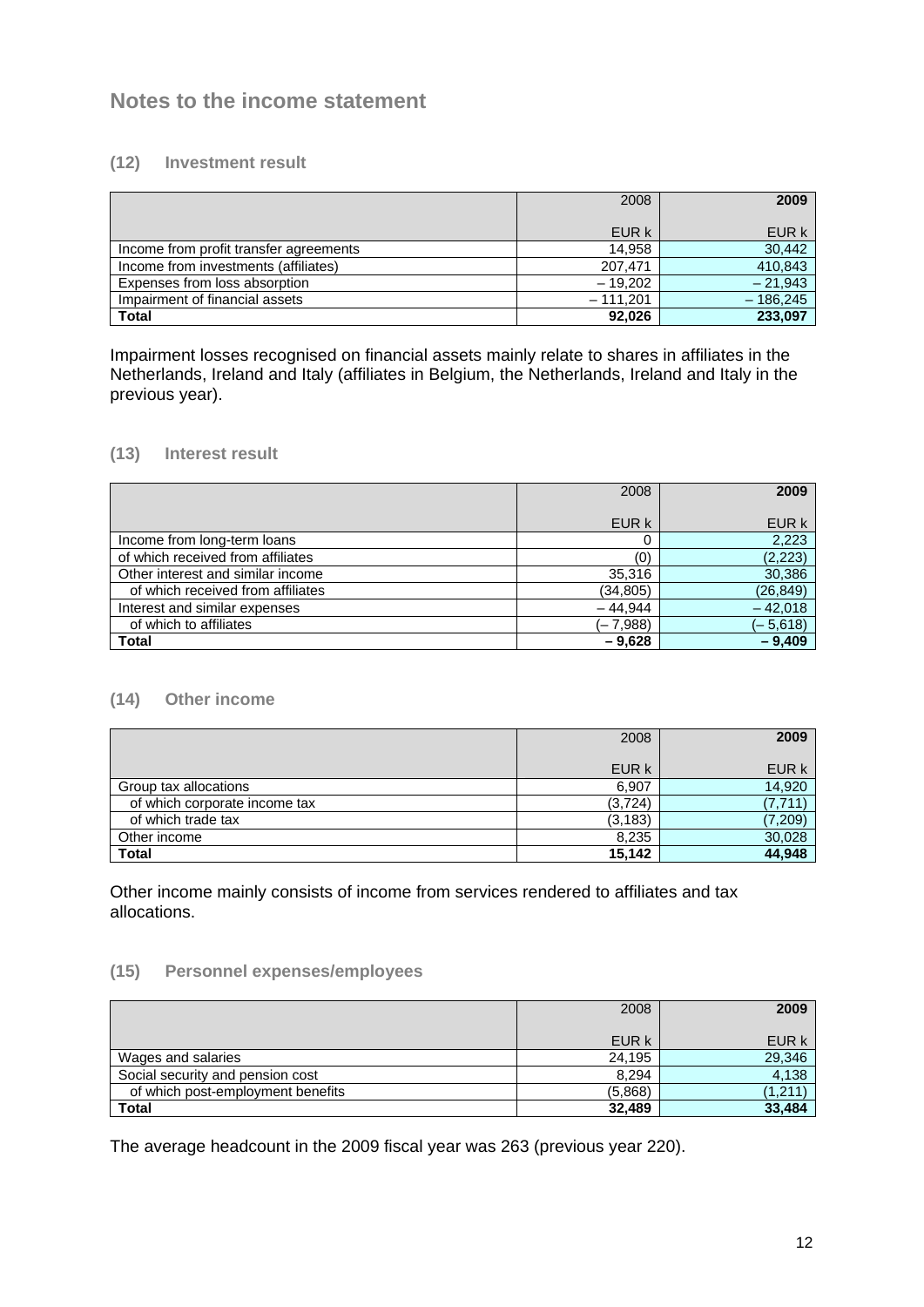## Notes to the income statement

### (12) Investment result

| | 2008 | 2009 |
|---|---|---|
| | EUR k | EUR k |
| Income from profit transfer agreements | 14,958 | 30,442 |
| Income from investments (affiliates) | 207,471 | 410,843 |
| Expenses from loss absorption | – 19,202 | – 21,943 |
| Impairment of financial assets | – 111,201 | – 186,245 |
| **Total** | **92,026** | **233,097** |

Impairment losses recognised on financial assets mainly relate to shares in affiliates in the Netherlands, Ireland and Italy (affiliates in Belgium, the Netherlands, Ireland and Italy in the previous year).

### (13) Interest result

| | 2008 | 2009 |
|---|---|---|
| | EUR k | EUR k |
| Income from long-term loans | 0 | 2,223 |
| of which received from affiliates | (0) | (2,223) |
| Other interest and similar income | 35,316 | 30,386 |
| of which received from affiliates | (34,805) | (26,849) |
| Interest and similar expenses | – 44,944 | – 42,018 |
| of which to affiliates | (– 7,988) | (– 5,618) |
| **Total** | **– 9,628** | **– 9,409** |

### (14) Other income

| | 2008 | 2009 |
|---|---|---|
| | EUR k | EUR k |
| Group tax allocations | 6,907 | 14,920 |
| of which corporate income tax | (3,724) | (7,711) |
| of which trade tax | (3,183) | (7,209) |
| Other income | 8,235 | 30,028 |
| **Total** | **15,142** | **44,948** |

Other income mainly consists of income from services rendered to affiliates and tax allocations.

### (15) Personnel expenses/employees

| | 2008 | 2009 |
|---|---|---|
| | EUR k | EUR k |
| Wages and salaries | 24,195 | 29,346 |
| Social security and pension cost | 8,294 | 4,138 |
| of which post-employment benefits | (5,868) | (1,211) |
| **Total** | **32,489** | **33,484** |

The average headcount in the 2009 fiscal year was 263 (previous year 220).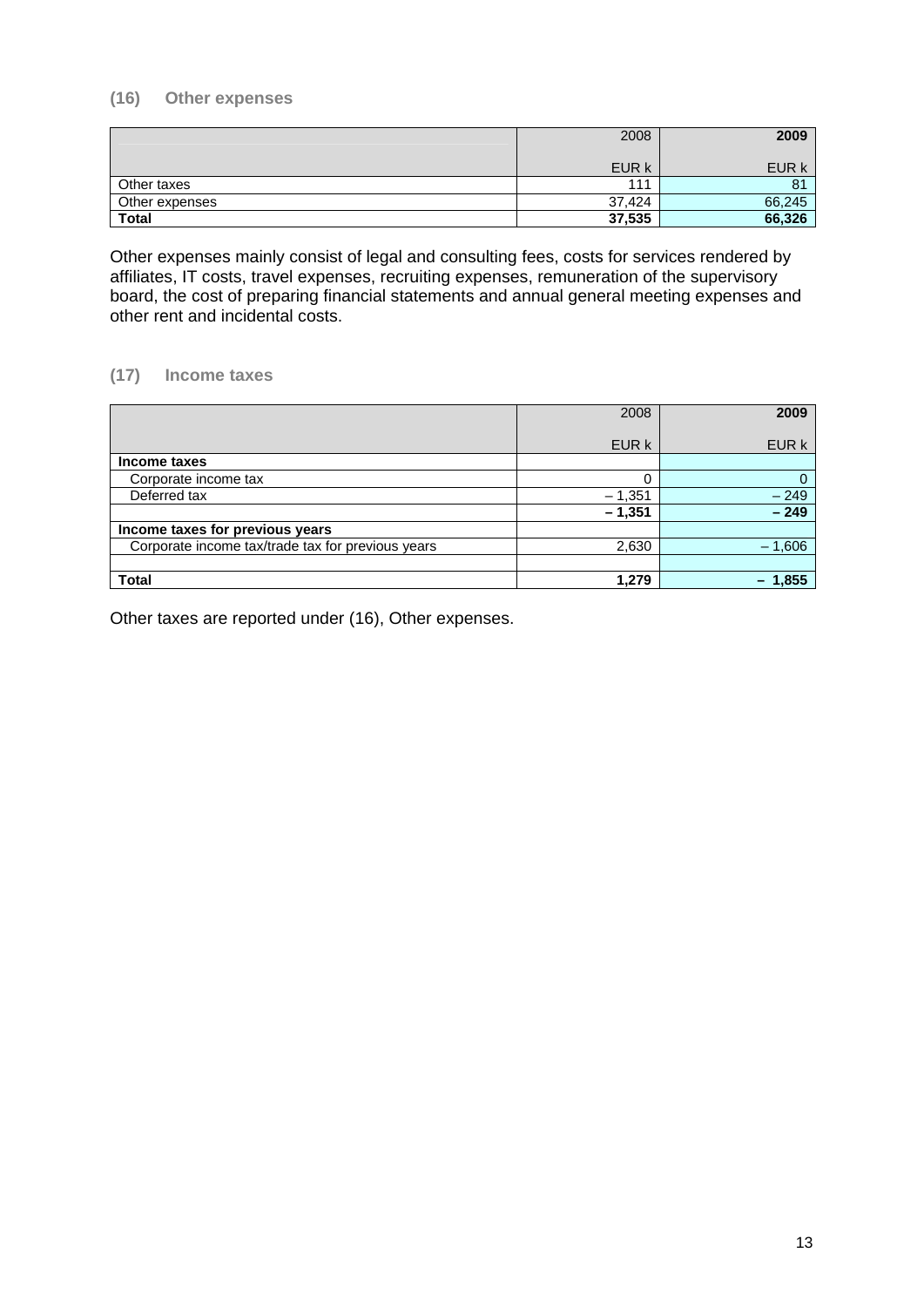## (16) Other expenses

| | 2008<br>EUR k | **2009**<br>EUR k |
|---|---|---|
| Other taxes | 111 | 81 |
| Other expenses | 37,424 | 66,245 |
| **Total** | **37,535** | **66,326** |

Other expenses mainly consist of legal and consulting fees, costs for services rendered by affiliates, IT costs, travel expenses, recruiting expenses, remuneration of the supervisory board, the cost of preparing financial statements and annual general meeting expenses and other rent and incidental costs.

## (17) Income taxes

| | 2008<br>EUR k | **2009**<br>EUR k |
|---|---|---|
| **Income taxes** | | |
| Corporate income tax | 0 | 0 |
| Deferred tax | – 1,351 | – 249 |
| | **– 1,351** | **– 249** |
| **Income taxes for previous years** | | |
| Corporate income tax/trade tax for previous years | 2,630 | – 1,606 |
| | | |
| **Total** | **1,279** | **– 1,855** |

Other taxes are reported under (16), Other expenses.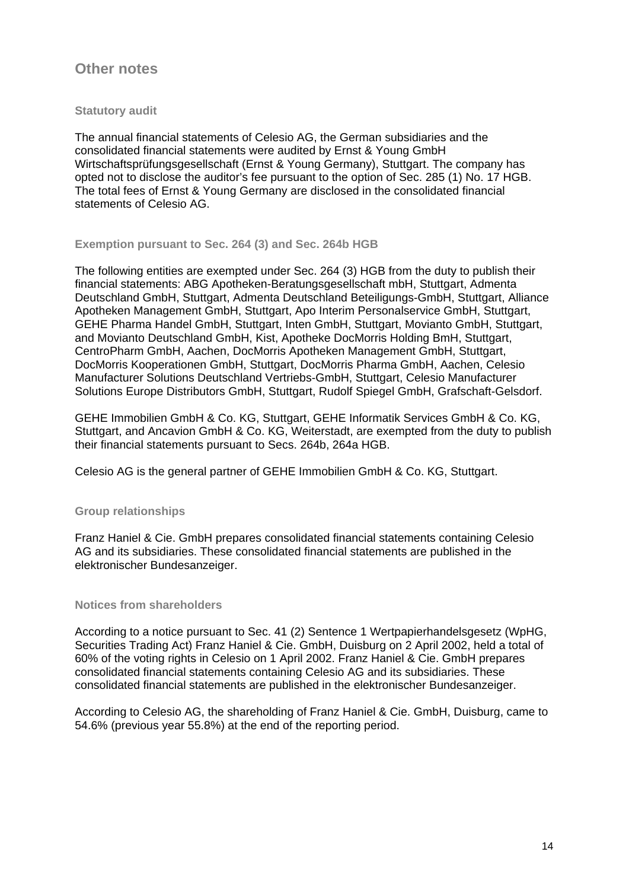## Other notes

### Statutory audit

The annual financial statements of Celesio AG, the German subsidiaries and the consolidated financial statements were audited by Ernst & Young GmbH Wirtschaftsprüfungsgesellschaft (Ernst & Young Germany), Stuttgart. The company has opted not to disclose the auditor's fee pursuant to the option of Sec. 285 (1) No. 17 HGB. The total fees of Ernst & Young Germany are disclosed in the consolidated financial statements of Celesio AG.

### Exemption pursuant to Sec. 264 (3) and Sec. 264b HGB

The following entities are exempted under Sec. 264 (3) HGB from the duty to publish their financial statements: ABG Apotheken-Beratungsgesellschaft mbH, Stuttgart, Admenta Deutschland GmbH, Stuttgart, Admenta Deutschland Beteiligungs-GmbH, Stuttgart, Alliance Apotheken Management GmbH, Stuttgart, Apo Interim Personalservice GmbH, Stuttgart, GEHE Pharma Handel GmbH, Stuttgart, Inten GmbH, Stuttgart, Movianto GmbH, Stuttgart, and Movianto Deutschland GmbH, Kist, Apotheke DocMorris Holding BmH, Stuttgart, CentroPharm GmbH, Aachen, DocMorris Apotheken Management GmbH, Stuttgart, DocMorris Kooperationen GmbH, Stuttgart, DocMorris Pharma GmbH, Aachen, Celesio Manufacturer Solutions Deutschland Vertriebs-GmbH, Stuttgart, Celesio Manufacturer Solutions Europe Distributors GmbH, Stuttgart, Rudolf Spiegel GmbH, Grafschaft-Gelsdorf.

GEHE Immobilien GmbH & Co. KG, Stuttgart, GEHE Informatik Services GmbH & Co. KG, Stuttgart, and Ancavion GmbH & Co. KG, Weiterstadt, are exempted from the duty to publish their financial statements pursuant to Secs. 264b, 264a HGB.

Celesio AG is the general partner of GEHE Immobilien GmbH & Co. KG, Stuttgart.

### Group relationships

Franz Haniel & Cie. GmbH prepares consolidated financial statements containing Celesio AG and its subsidiaries. These consolidated financial statements are published in the elektronischer Bundesanzeiger.

### Notices from shareholders

According to a notice pursuant to Sec. 41 (2) Sentence 1 Wertpapierhandelsgesetz (WpHG, Securities Trading Act) Franz Haniel & Cie. GmbH, Duisburg on 2 April 2002, held a total of 60% of the voting rights in Celesio on 1 April 2002. Franz Haniel & Cie. GmbH prepares consolidated financial statements containing Celesio AG and its subsidiaries. These consolidated financial statements are published in the elektronischer Bundesanzeiger.

According to Celesio AG, the shareholding of Franz Haniel & Cie. GmbH, Duisburg, came to 54.6% (previous year 55.8%) at the end of the reporting period.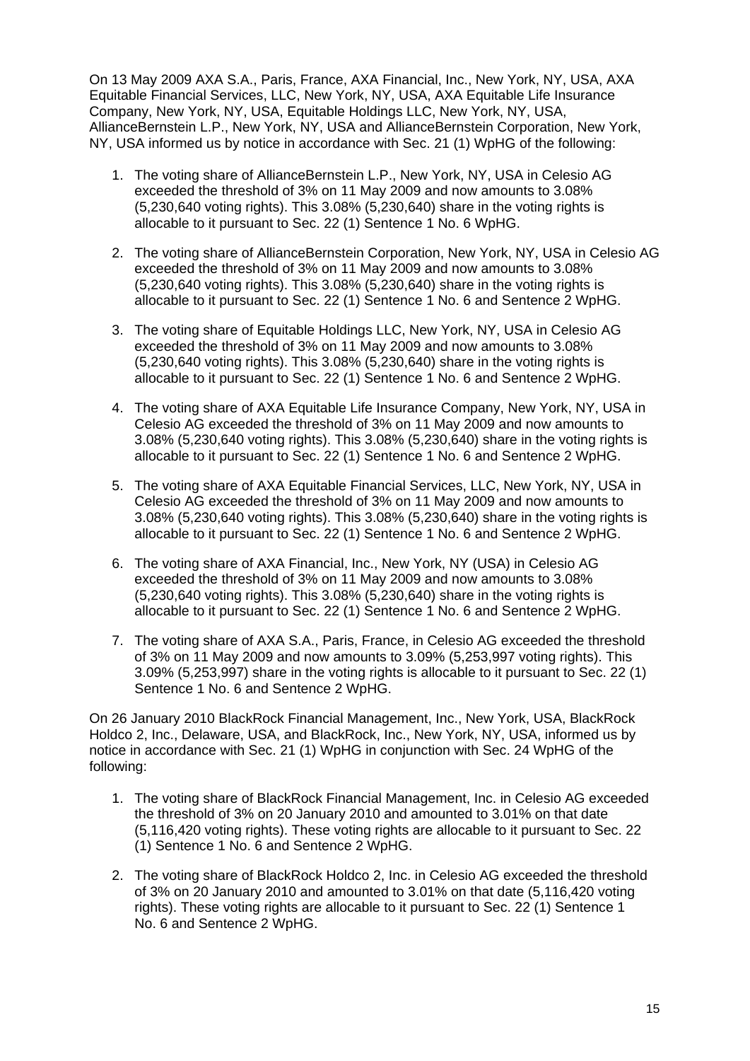On 13 May 2009 AXA S.A., Paris, France, AXA Financial, Inc., New York, NY, USA, AXA Equitable Financial Services, LLC, New York, NY, USA, AXA Equitable Life Insurance Company, New York, NY, USA, Equitable Holdings LLC, New York, NY, USA, AllianceBernstein L.P., New York, NY, USA and AllianceBernstein Corporation, New York, NY, USA informed us by notice in accordance with Sec. 21 (1) WpHG of the following:

1. The voting share of AllianceBernstein L.P., New York, NY, USA in Celesio AG exceeded the threshold of 3% on 11 May 2009 and now amounts to 3.08% (5,230,640 voting rights). This 3.08% (5,230,640) share in the voting rights is allocable to it pursuant to Sec. 22 (1) Sentence 1 No. 6 WpHG.

2. The voting share of AllianceBernstein Corporation, New York, NY, USA in Celesio AG exceeded the threshold of 3% on 11 May 2009 and now amounts to 3.08% (5,230,640 voting rights). This 3.08% (5,230,640) share in the voting rights is allocable to it pursuant to Sec. 22 (1) Sentence 1 No. 6 and Sentence 2 WpHG.

3. The voting share of Equitable Holdings LLC, New York, NY, USA in Celesio AG exceeded the threshold of 3% on 11 May 2009 and now amounts to 3.08% (5,230,640 voting rights). This 3.08% (5,230,640) share in the voting rights is allocable to it pursuant to Sec. 22 (1) Sentence 1 No. 6 and Sentence 2 WpHG.

4. The voting share of AXA Equitable Life Insurance Company, New York, NY, USA in Celesio AG exceeded the threshold of 3% on 11 May 2009 and now amounts to 3.08% (5,230,640 voting rights). This 3.08% (5,230,640) share in the voting rights is allocable to it pursuant to Sec. 22 (1) Sentence 1 No. 6 and Sentence 2 WpHG.

5. The voting share of AXA Equitable Financial Services, LLC, New York, NY, USA in Celesio AG exceeded the threshold of 3% on 11 May 2009 and now amounts to 3.08% (5,230,640 voting rights). This 3.08% (5,230,640) share in the voting rights is allocable to it pursuant to Sec. 22 (1) Sentence 1 No. 6 and Sentence 2 WpHG.

6. The voting share of AXA Financial, Inc., New York, NY (USA) in Celesio AG exceeded the threshold of 3% on 11 May 2009 and now amounts to 3.08% (5,230,640 voting rights). This 3.08% (5,230,640) share in the voting rights is allocable to it pursuant to Sec. 22 (1) Sentence 1 No. 6 and Sentence 2 WpHG.

7. The voting share of AXA S.A., Paris, France, in Celesio AG exceeded the threshold of 3% on 11 May 2009 and now amounts to 3.09% (5,253,997 voting rights). This 3.09% (5,253,997) share in the voting rights is allocable to it pursuant to Sec. 22 (1) Sentence 1 No. 6 and Sentence 2 WpHG.

On 26 January 2010 BlackRock Financial Management, Inc., New York, USA, BlackRock Holdco 2, Inc., Delaware, USA, and BlackRock, Inc., New York, NY, USA, informed us by notice in accordance with Sec. 21 (1) WpHG in conjunction with Sec. 24 WpHG of the following:

1. The voting share of BlackRock Financial Management, Inc. in Celesio AG exceeded the threshold of 3% on 20 January 2010 and amounted to 3.01% on that date (5,116,420 voting rights). These voting rights are allocable to it pursuant to Sec. 22 (1) Sentence 1 No. 6 and Sentence 2 WpHG.

2. The voting share of BlackRock Holdco 2, Inc. in Celesio AG exceeded the threshold of 3% on 20 January 2010 and amounted to 3.01% on that date (5,116,420 voting rights). These voting rights are allocable to it pursuant to Sec. 22 (1) Sentence 1 No. 6 and Sentence 2 WpHG.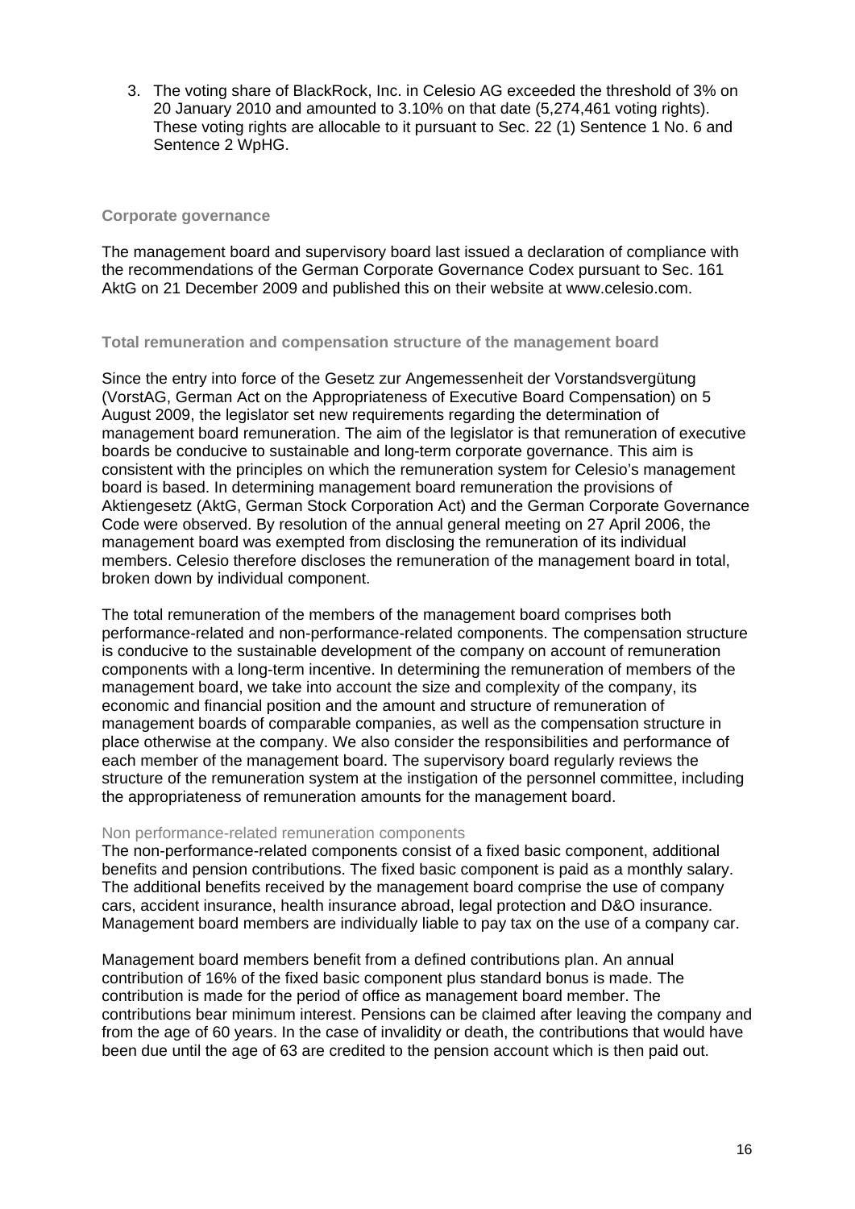3. The voting share of BlackRock, Inc. in Celesio AG exceeded the threshold of 3% on 20 January 2010 and amounted to 3.10% on that date (5,274,461 voting rights). These voting rights are allocable to it pursuant to Sec. 22 (1) Sentence 1 No. 6 and Sentence 2 WpHG.

## Corporate governance

The management board and supervisory board last issued a declaration of compliance with the recommendations of the German Corporate Governance Codex pursuant to Sec. 161 AktG on 21 December 2009 and published this on their website at www.celesio.com.

## Total remuneration and compensation structure of the management board

Since the entry into force of the Gesetz zur Angemessenheit der Vorstandsvergütung (VorstAG, German Act on the Appropriateness of Executive Board Compensation) on 5 August 2009, the legislator set new requirements regarding the determination of management board remuneration. The aim of the legislator is that remuneration of executive boards be conducive to sustainable and long-term corporate governance. This aim is consistent with the principles on which the remuneration system for Celesio's management board is based. In determining management board remuneration the provisions of Aktiengesetz (AktG, German Stock Corporation Act) and the German Corporate Governance Code were observed. By resolution of the annual general meeting on 27 April 2006, the management board was exempted from disclosing the remuneration of its individual members. Celesio therefore discloses the remuneration of the management board in total, broken down by individual component.

The total remuneration of the members of the management board comprises both performance-related and non-performance-related components. The compensation structure is conducive to the sustainable development of the company on account of remuneration components with a long-term incentive. In determining the remuneration of members of the management board, we take into account the size and complexity of the company, its economic and financial position and the amount and structure of remuneration of management boards of comparable companies, as well as the compensation structure in place otherwise at the company. We also consider the responsibilities and performance of each member of the management board. The supervisory board regularly reviews the structure of the remuneration system at the instigation of the personnel committee, including the appropriateness of remuneration amounts for the management board.

### Non performance-related remuneration components

The non-performance-related components consist of a fixed basic component, additional benefits and pension contributions. The fixed basic component is paid as a monthly salary. The additional benefits received by the management board comprise the use of company cars, accident insurance, health insurance abroad, legal protection and D&O insurance. Management board members are individually liable to pay tax on the use of a company car.

Management board members benefit from a defined contributions plan. An annual contribution of 16% of the fixed basic component plus standard bonus is made. The contribution is made for the period of office as management board member. The contributions bear minimum interest. Pensions can be claimed after leaving the company and from the age of 60 years. In the case of invalidity or death, the contributions that would have been due until the age of 63 are credited to the pension account which is then paid out.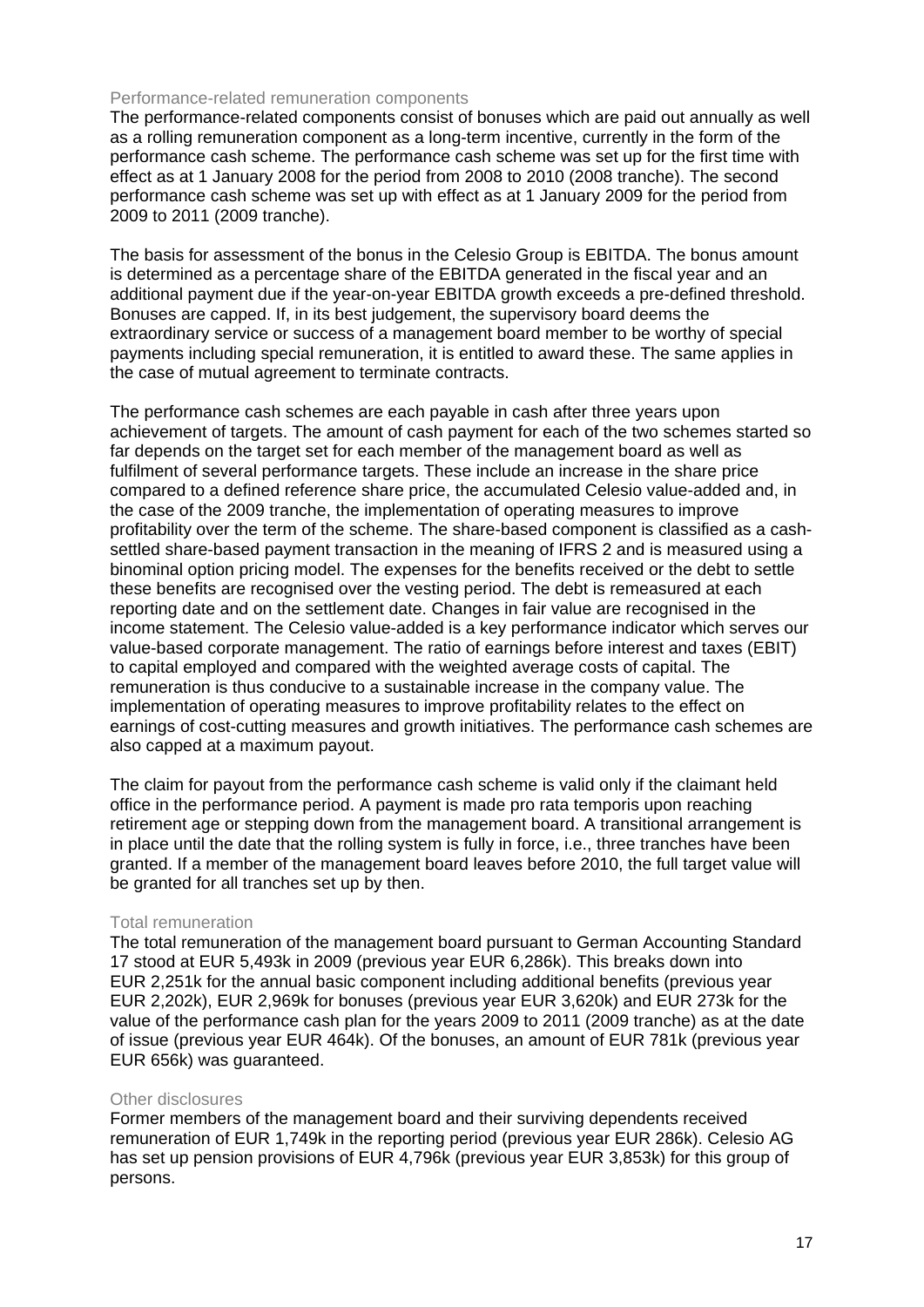### Performance-related remuneration components

The performance-related components consist of bonuses which are paid out annually as well as a rolling remuneration component as a long-term incentive, currently in the form of the performance cash scheme. The performance cash scheme was set up for the first time with effect as at 1 January 2008 for the period from 2008 to 2010 (2008 tranche). The second performance cash scheme was set up with effect as at 1 January 2009 for the period from 2009 to 2011 (2009 tranche).

The basis for assessment of the bonus in the Celesio Group is EBITDA. The bonus amount is determined as a percentage share of the EBITDA generated in the fiscal year and an additional payment due if the year-on-year EBITDA growth exceeds a pre-defined threshold. Bonuses are capped. If, in its best judgement, the supervisory board deems the extraordinary service or success of a management board member to be worthy of special payments including special remuneration, it is entitled to award these. The same applies in the case of mutual agreement to terminate contracts.

The performance cash schemes are each payable in cash after three years upon achievement of targets. The amount of cash payment for each of the two schemes started so far depends on the target set for each member of the management board as well as fulfilment of several performance targets. These include an increase in the share price compared to a defined reference share price, the accumulated Celesio value-added and, in the case of the 2009 tranche, the implementation of operating measures to improve profitability over the term of the scheme. The share-based component is classified as a cash-settled share-based payment transaction in the meaning of IFRS 2 and is measured using a binominal option pricing model. The expenses for the benefits received or the debt to settle these benefits are recognised over the vesting period. The debt is remeasured at each reporting date and on the settlement date. Changes in fair value are recognised in the income statement. The Celesio value-added is a key performance indicator which serves our value-based corporate management. The ratio of earnings before interest and taxes (EBIT) to capital employed and compared with the weighted average costs of capital. The remuneration is thus conducive to a sustainable increase in the company value. The implementation of operating measures to improve profitability relates to the effect on earnings of cost-cutting measures and growth initiatives. The performance cash schemes are also capped at a maximum payout.

The claim for payout from the performance cash scheme is valid only if the claimant held office in the performance period. A payment is made pro rata temporis upon reaching retirement age or stepping down from the management board. A transitional arrangement is in place until the date that the rolling system is fully in force, i.e., three tranches have been granted. If a member of the management board leaves before 2010, the full target value will be granted for all tranches set up by then.

### Total remuneration

The total remuneration of the management board pursuant to German Accounting Standard 17 stood at EUR 5,493k in 2009 (previous year EUR 6,286k). This breaks down into EUR 2,251k for the annual basic component including additional benefits (previous year EUR 2,202k), EUR 2,969k for bonuses (previous year EUR 3,620k) and EUR 273k for the value of the performance cash plan for the years 2009 to 2011 (2009 tranche) as at the date of issue (previous year EUR 464k). Of the bonuses, an amount of EUR 781k (previous year EUR 656k) was guaranteed.

### Other disclosures

Former members of the management board and their surviving dependents received remuneration of EUR 1,749k in the reporting period (previous year EUR 286k). Celesio AG has set up pension provisions of EUR 4,796k (previous year EUR 3,853k) for this group of persons.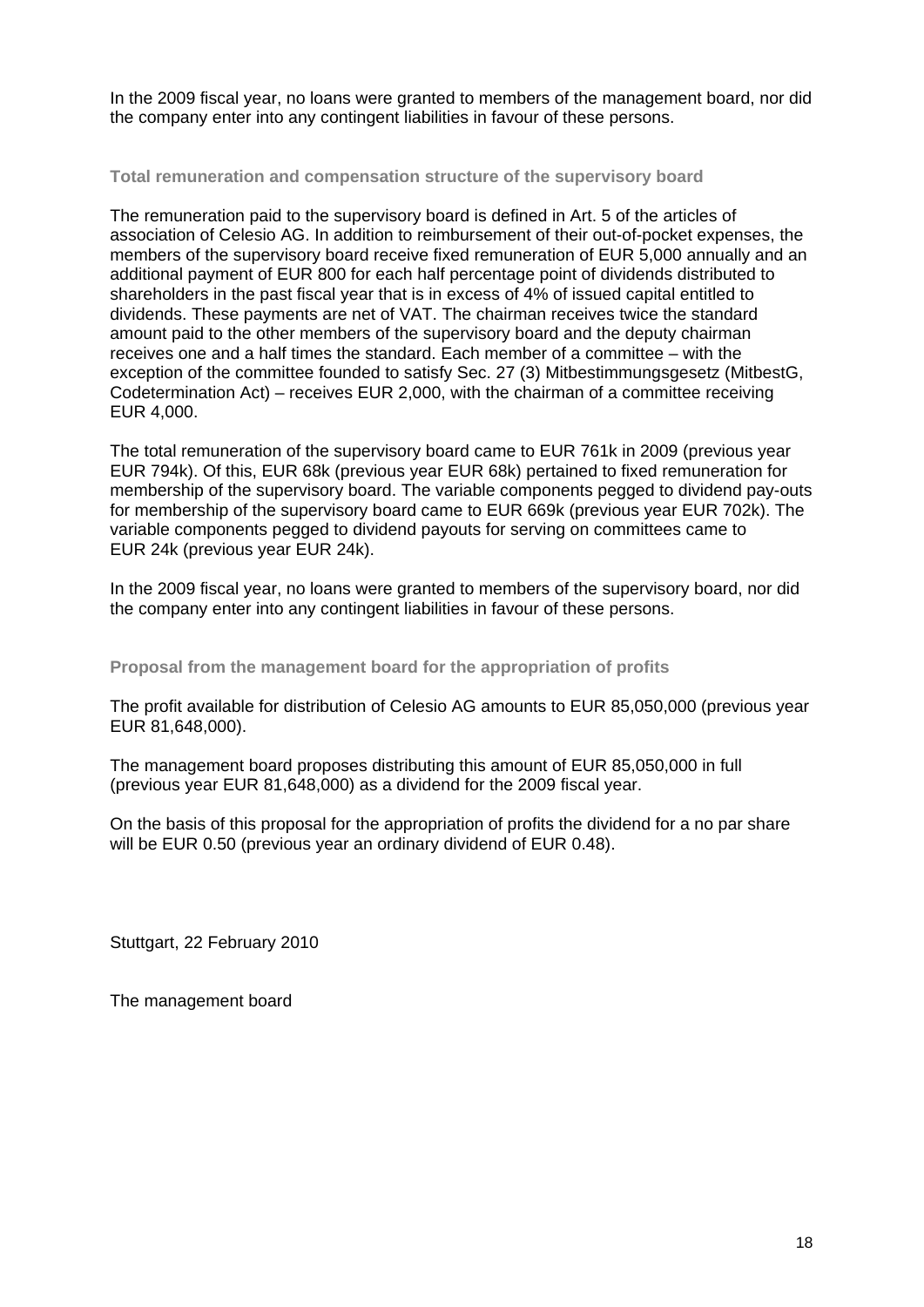In the 2009 fiscal year, no loans were granted to members of the management board, nor did the company enter into any contingent liabilities in favour of these persons.

### Total remuneration and compensation structure of the supervisory board

The remuneration paid to the supervisory board is defined in Art. 5 of the articles of association of Celesio AG. In addition to reimbursement of their out-of-pocket expenses, the members of the supervisory board receive fixed remuneration of EUR 5,000 annually and an additional payment of EUR 800 for each half percentage point of dividends distributed to shareholders in the past fiscal year that is in excess of 4% of issued capital entitled to dividends. These payments are net of VAT. The chairman receives twice the standard amount paid to the other members of the supervisory board and the deputy chairman receives one and a half times the standard. Each member of a committee – with the exception of the committee founded to satisfy Sec. 27 (3) Mitbestimmungsgesetz (MitbestG, Codetermination Act) – receives EUR 2,000, with the chairman of a committee receiving EUR 4,000.

The total remuneration of the supervisory board came to EUR 761k in 2009 (previous year EUR 794k). Of this, EUR 68k (previous year EUR 68k) pertained to fixed remuneration for membership of the supervisory board. The variable components pegged to dividend pay-outs for membership of the supervisory board came to EUR 669k (previous year EUR 702k). The variable components pegged to dividend payouts for serving on committees came to EUR 24k (previous year EUR 24k).

In the 2009 fiscal year, no loans were granted to members of the supervisory board, nor did the company enter into any contingent liabilities in favour of these persons.

### Proposal from the management board for the appropriation of profits

The profit available for distribution of Celesio AG amounts to EUR 85,050,000 (previous year EUR 81,648,000).

The management board proposes distributing this amount of EUR 85,050,000 in full (previous year EUR 81,648,000) as a dividend for the 2009 fiscal year.

On the basis of this proposal for the appropriation of profits the dividend for a no par share will be EUR 0.50 (previous year an ordinary dividend of EUR 0.48).

Stuttgart, 22 February 2010

The management board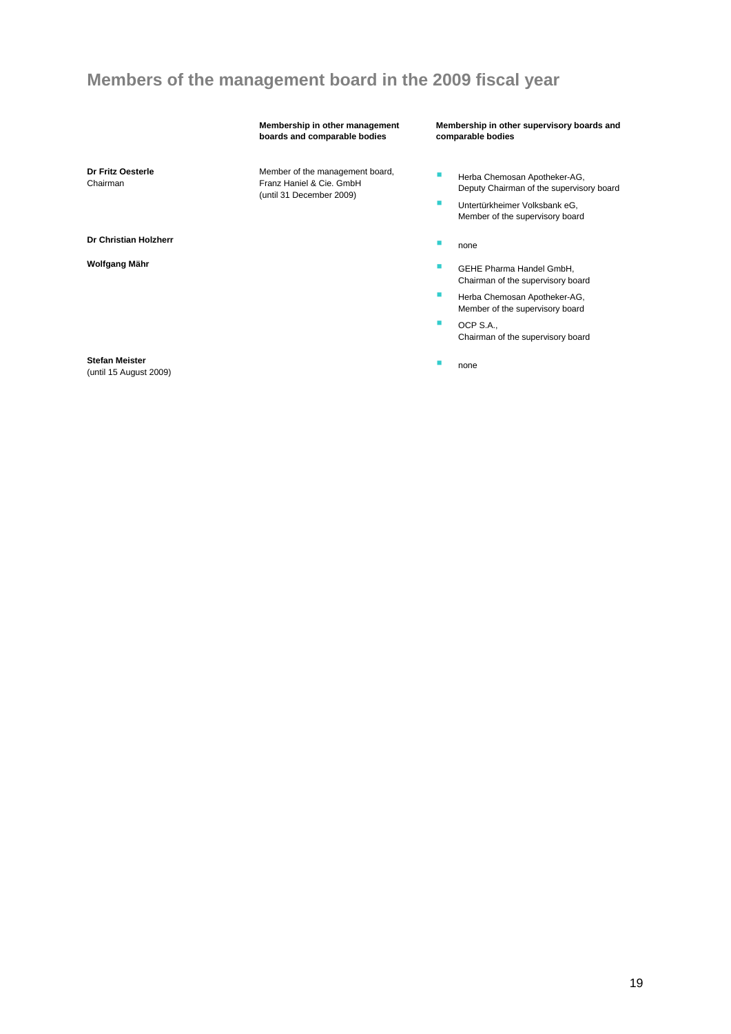# Members of the management board in the 2009 fiscal year

| | Membership in other management boards and comparable bodies | Membership in other supervisory boards and comparable bodies |
|---|---|---|
| **Dr Fritz Oesterle**<br>Chairman | Member of the management board, Franz Haniel & Cie. GmbH (until 31 December 2009) | - Herba Chemosan Apotheker-AG, Deputy Chairman of the supervisory board<br>- Untertürkheimer Volksbank eG, Member of the supervisory board |
| **Dr Christian Holzherr** | | - none |
| **Wolfgang Mähr** | | - GEHE Pharma Handel GmbH, Chairman of the supervisory board<br>- Herba Chemosan Apotheker-AG, Member of the supervisory board<br>- OCP S.A., Chairman of the supervisory board |
| **Stefan Meister**<br>(until 15 August 2009) | | - none |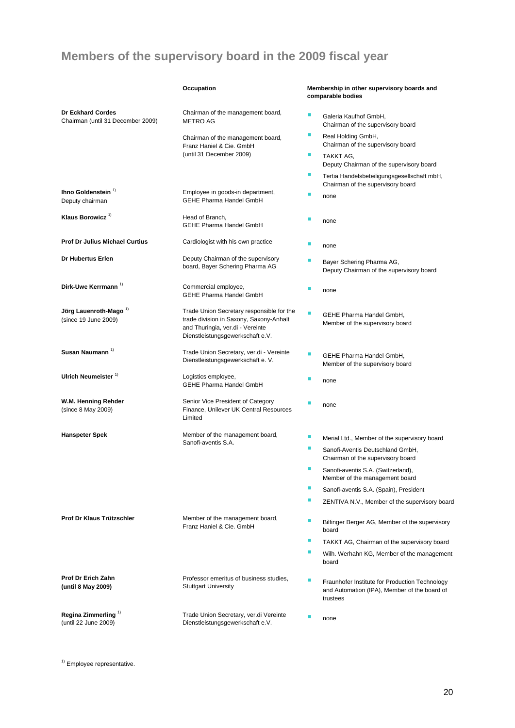# Members of the supervisory board in the 2009 fiscal year

| | Occupation | Membership in other supervisory boards and comparable bodies |
|---|---|---|
| **Dr Eckhard Cordes**<br>Chairman (until 31 December 2009) | Chairman of the management board, METRO AG<br><br>Chairman of the management board, Franz Haniel & Cie. GmbH (until 31 December 2009) | ▪ Galeria Kaufhof GmbH, Chairman of the supervisory board<br>▪ Real Holding GmbH, Chairman of the supervisory board<br>▪ TAKKT AG, Deputy Chairman of the supervisory board<br>▪ Tertia Handelsbeteiligungsgesellschaft mbH, Chairman of the supervisory board |
| **Ihno Goldenstein** [1]<br>Deputy chairman | Employee in goods-in department, GEHE Pharma Handel GmbH | ▪ none |
| **Klaus Borowicz** [1] | Head of Branch, GEHE Pharma Handel GmbH | ▪ none |
| **Prof Dr Julius Michael Curtius** | Cardiologist with his own practice | ▪ none |
| **Dr Hubertus Erlen** | Deputy Chairman of the supervisory board, Bayer Schering Pharma AG | ▪ Bayer Schering Pharma AG, Deputy Chairman of the supervisory board |
| **Dirk-Uwe Kerrmann** [1] | Commercial employee, GEHE Pharma Handel GmbH | ▪ none |
| **Jörg Lauenroth-Mago** [1]<br>(since 19 June 2009) | Trade Union Secretary responsible for the trade division in Saxony, Saxony-Anhalt and Thuringia, ver.di - Vereinte Dienstleistungsgewerkschaft e.V. | ▪ GEHE Pharma Handel GmbH, Member of the supervisory board |
| **Susan Naumann** [1] | Trade Union Secretary, ver.di - Vereinte Dienstleistungsgewerkschaft e. V. | ▪ GEHE Pharma Handel GmbH, Member of the supervisory board |
| **Ulrich Neumeister** [1] | Logistics employee, GEHE Pharma Handel GmbH | ▪ none |
| **W.M. Henning Rehder**<br>(since 8 May 2009) | Senior Vice President of Category Finance, Unilever UK Central Resources Limited | ▪ none |
| **Hanspeter Spek** | Member of the management board, Sanofi-aventis S.A. | ▪ Merial Ltd., Member of the supervisory board<br>▪ Sanofi-Aventis Deutschland GmbH, Chairman of the supervisory board<br>▪ Sanofi-aventis S.A. (Switzerland), Member of the management board<br>▪ Sanofi-aventis S.A. (Spain), President<br>▪ ZENTIVA N.V., Member of the supervisory board |
| **Prof Dr Klaus Trützschler** | Member of the management board, Franz Haniel & Cie. GmbH | ▪ Bilfinger Berger AG, Member of the supervisory board<br>▪ TAKKT AG, Chairman of the supervisory board<br>▪ Wilh. Werhahn KG, Member of the management board |
| **Prof Dr Erich Zahn**<br>**(until 8 May 2009)** | Professor emeritus of business studies, Stuttgart University | ▪ Fraunhofer Institute for Production Technology and Automation (IPA), Member of the board of trustees |
| **Regina Zimmerling** [1]<br>(until 22 June 2009) | Trade Union Secretary, ver.di Vereinte Dienstleistungsgewerkschaft e.V. | ▪ none |

[1] Employee representative.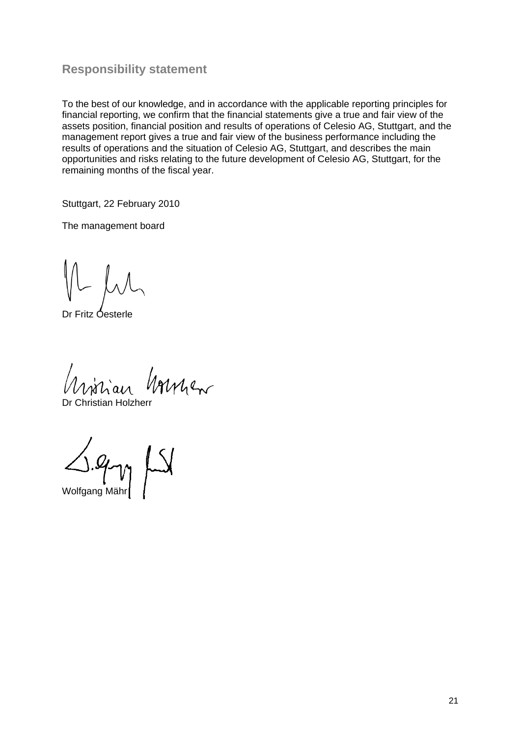## Responsibility statement

To the best of our knowledge, and in accordance with the applicable reporting principles for financial reporting, we confirm that the financial statements give a true and fair view of the assets position, financial position and results of operations of Celesio AG, Stuttgart, and the management report gives a true and fair view of the business performance including the results of operations and the situation of Celesio AG, Stuttgart, and describes the main opportunities and risks relating to the future development of Celesio AG, Stuttgart, for the remaining months of the fiscal year.

Stuttgart, 22 February 2010

The management board

Dr Fritz Oesterle

Dr Christian Holzherr

Wolfgang Mähr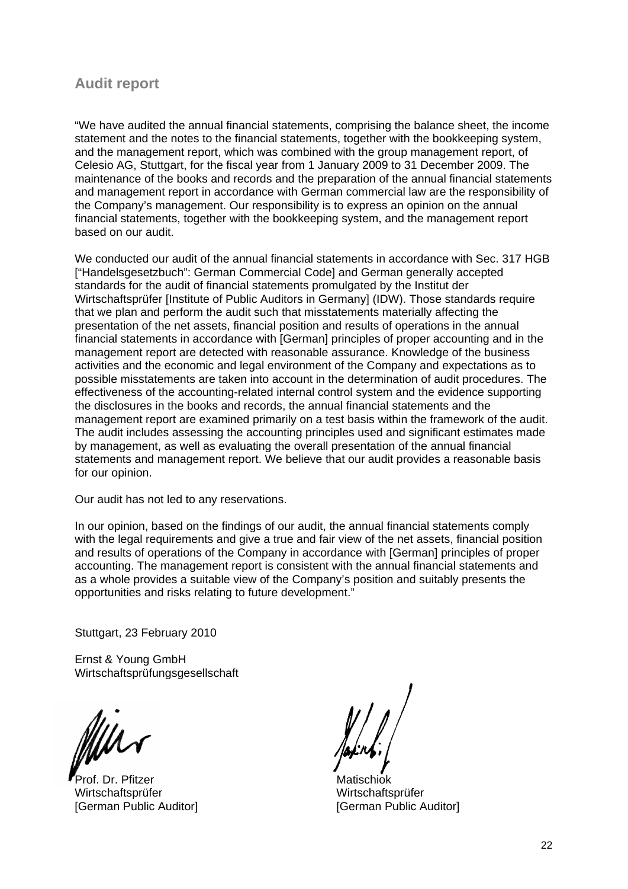## Audit report

“We have audited the annual financial statements, comprising the balance sheet, the income statement and the notes to the financial statements, together with the bookkeeping system, and the management report, which was combined with the group management report, of Celesio AG, Stuttgart, for the fiscal year from 1 January 2009 to 31 December 2009. The maintenance of the books and records and the preparation of the annual financial statements and management report in accordance with German commercial law are the responsibility of the Company’s management. Our responsibility is to express an opinion on the annual financial statements, together with the bookkeeping system, and the management report based on our audit.

We conducted our audit of the annual financial statements in accordance with Sec. 317 HGB [“Handelsgesetzbuch”: German Commercial Code] and German generally accepted standards for the audit of financial statements promulgated by the Institut der Wirtschaftsprüfer [Institute of Public Auditors in Germany] (IDW). Those standards require that we plan and perform the audit such that misstatements materially affecting the presentation of the net assets, financial position and results of operations in the annual financial statements in accordance with [German] principles of proper accounting and in the management report are detected with reasonable assurance. Knowledge of the business activities and the economic and legal environment of the Company and expectations as to possible misstatements are taken into account in the determination of audit procedures. The effectiveness of the accounting-related internal control system and the evidence supporting the disclosures in the books and records, the annual financial statements and the management report are examined primarily on a test basis within the framework of the audit. The audit includes assessing the accounting principles used and significant estimates made by management, as well as evaluating the overall presentation of the annual financial statements and management report. We believe that our audit provides a reasonable basis for our opinion.

Our audit has not led to any reservations.

In our opinion, based on the findings of our audit, the annual financial statements comply with the legal requirements and give a true and fair view of the net assets, financial position and results of operations of the Company in accordance with [German] principles of proper accounting. The management report is consistent with the annual financial statements and as a whole provides a suitable view of the Company’s position and suitably presents the opportunities and risks relating to future development.”

Stuttgart, 23 February 2010

Ernst & Young GmbH
Wirtschaftsprüfungsgesellschaft

Prof. Dr. Pfitzer
Wirtschaftsprüfer
[German Public Auditor]

Matischiok
Wirtschaftsprüfer
[German Public Auditor]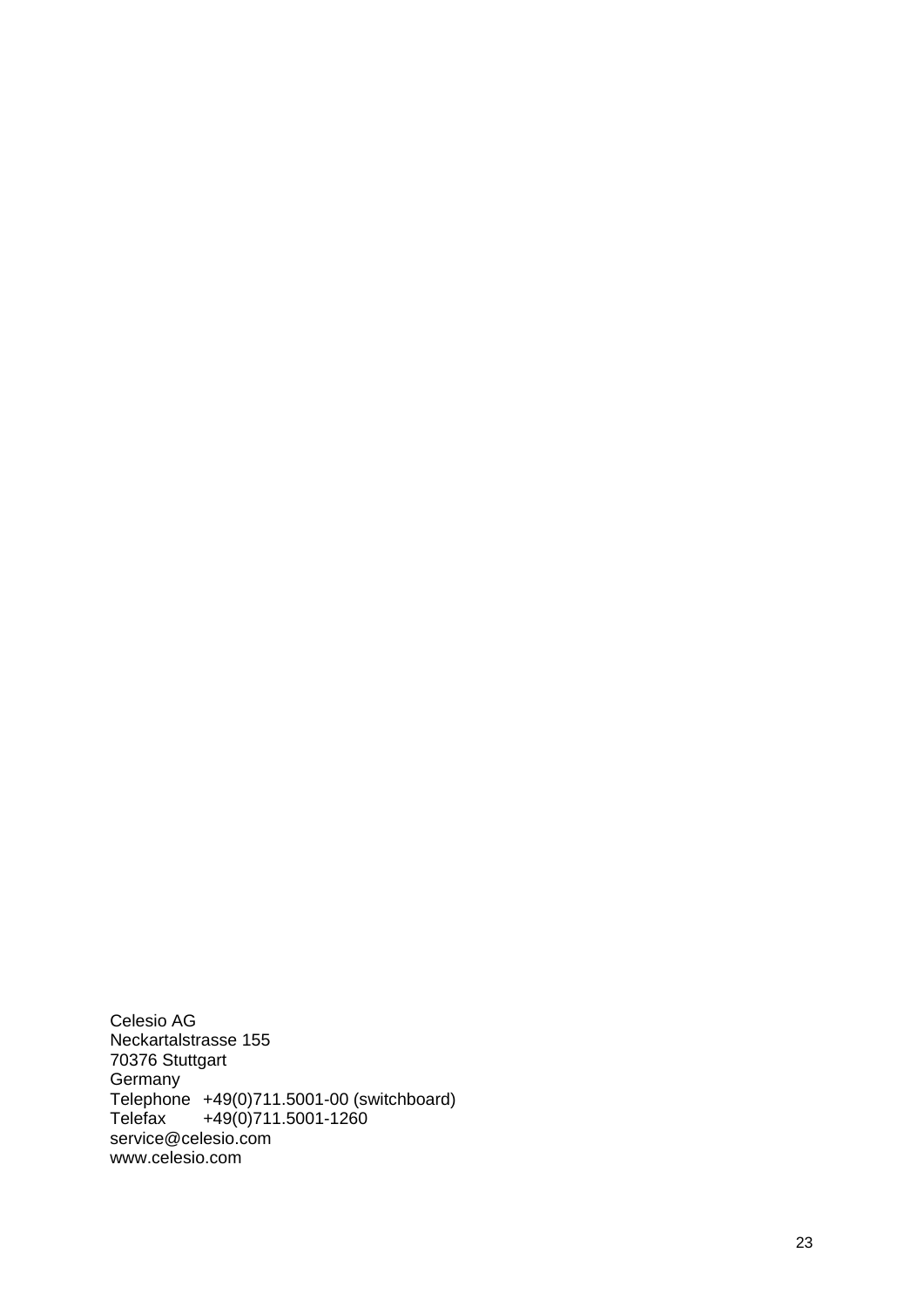Celesio AG
Neckartalstrasse 155
70376 Stuttgart
Germany
Telephone +49(0)711.5001-00 (switchboard)
Telefax +49(0)711.5001-1260
service@celesio.com
www.celesio.com